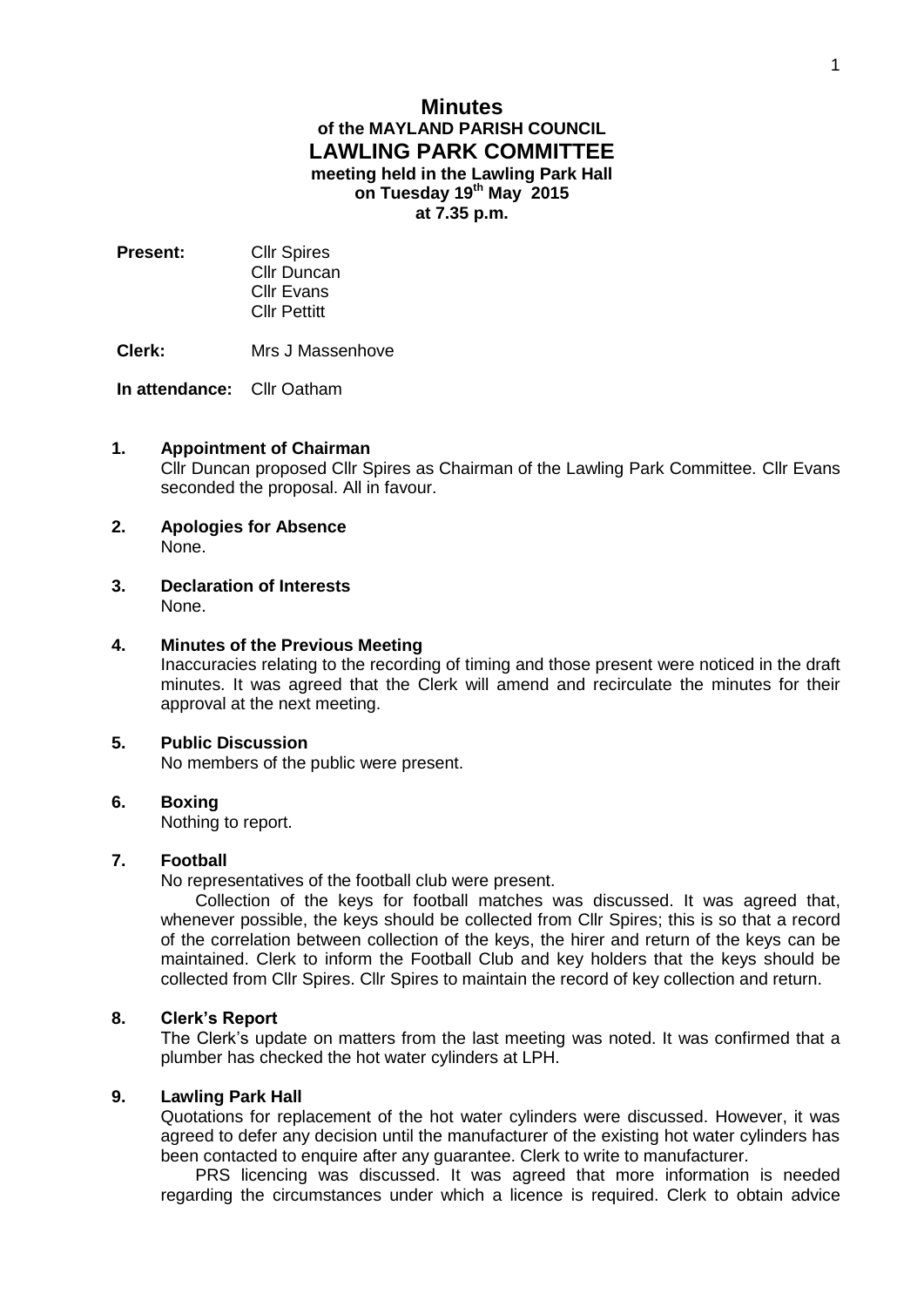# Minutes

## of the MAYLAND PARISH COUNCIL

## LAWLING PARK COMMITTEE

**meeting held in the Lawling Park Hall**
**on Tuesday 19th May 2015**
**at 7.35 p.m.**

**Present:** Cllr Spires
Cllr Duncan
Cllr Evans
Cllr Pettitt

**Clerk:** Mrs J Massenhove

**In attendance:** Cllr Oatham

**1. Appointment of Chairman**

Cllr Duncan proposed Cllr Spires as Chairman of the Lawling Park Committee. Cllr Evans seconded the proposal. All in favour.

**2. Apologies for Absence**

None.

**3. Declaration of Interests**

None.

**4. Minutes of the Previous Meeting**

Inaccuracies relating to the recording of timing and those present were noticed in the draft minutes. It was agreed that the Clerk will amend and recirculate the minutes for their approval at the next meeting.

**5. Public Discussion**

No members of the public were present.

**6. Boxing**

Nothing to report.

**7. Football**

No representatives of the football club were present.

Collection of the keys for football matches was discussed. It was agreed that, whenever possible, the keys should be collected from Cllr Spires; this is so that a record of the correlation between collection of the keys, the hirer and return of the keys can be maintained. Clerk to inform the Football Club and key holders that the keys should be collected from Cllr Spires. Cllr Spires to maintain the record of key collection and return.

**8. Clerk's Report**

The Clerk's update on matters from the last meeting was noted. It was confirmed that a plumber has checked the hot water cylinders at LPH.

**9. Lawling Park Hall**

Quotations for replacement of the hot water cylinders were discussed. However, it was agreed to defer any decision until the manufacturer of the existing hot water cylinders has been contacted to enquire after any guarantee. Clerk to write to manufacturer.

PRS licencing was discussed. It was agreed that more information is needed regarding the circumstances under which a licence is required. Clerk to obtain advice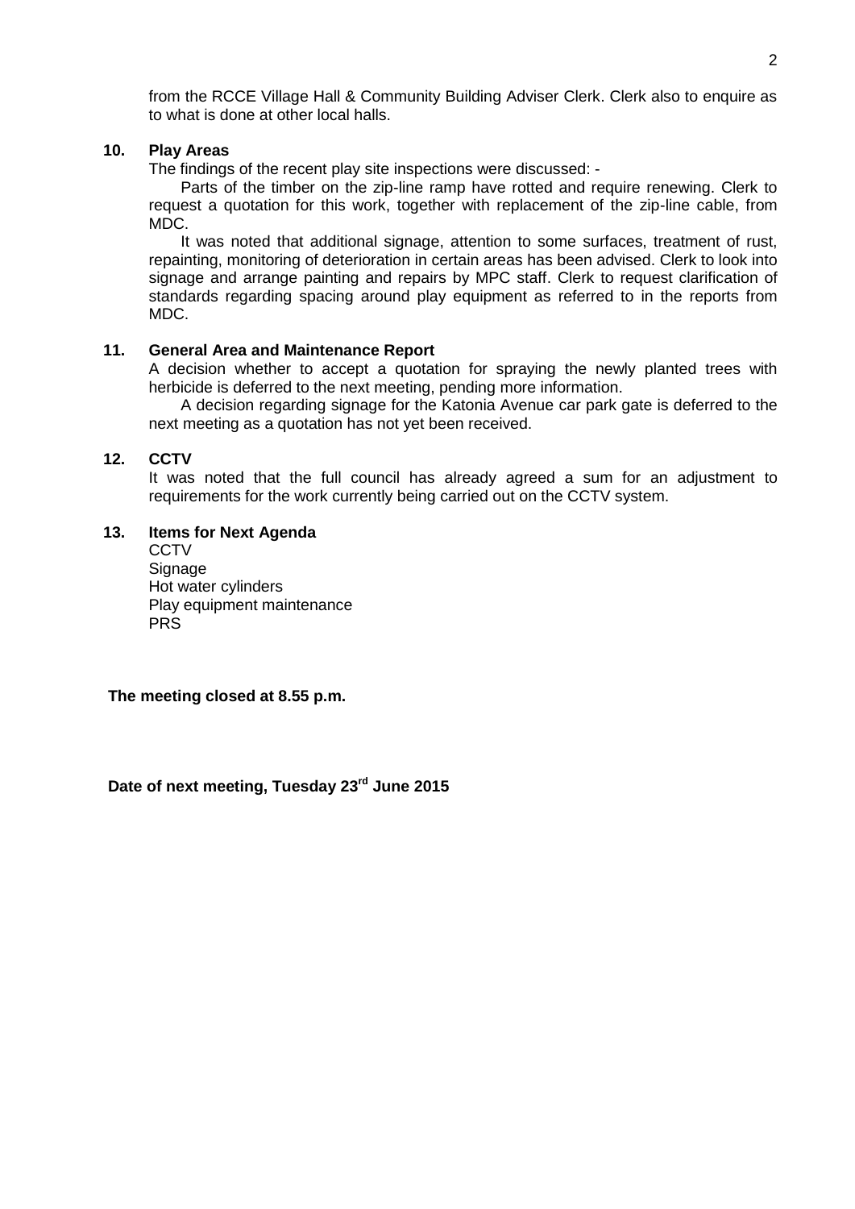from the RCCE Village Hall & Community Building Adviser Clerk. Clerk also to enquire as to what is done at other local halls.

**10. Play Areas**

The findings of the recent play site inspections were discussed: -

Parts of the timber on the zip-line ramp have rotted and require renewing. Clerk to request a quotation for this work, together with replacement of the zip-line cable, from MDC.

It was noted that additional signage, attention to some surfaces, treatment of rust, repainting, monitoring of deterioration in certain areas has been advised. Clerk to look into signage and arrange painting and repairs by MPC staff. Clerk to request clarification of standards regarding spacing around play equipment as referred to in the reports from MDC.

**11. General Area and Maintenance Report**

A decision whether to accept a quotation for spraying the newly planted trees with herbicide is deferred to the next meeting, pending more information.

A decision regarding signage for the Katonia Avenue car park gate is deferred to the next meeting as a quotation has not yet been received.

**12. CCTV**

It was noted that the full council has already agreed a sum for an adjustment to requirements for the work currently being carried out on the CCTV system.

**13. Items for Next Agenda**

CCTV
Signage
Hot water cylinders
Play equipment maintenance
PRS

**The meeting closed at 8.55 p.m.**

**Date of next meeting, Tuesday 23rd June 2015**